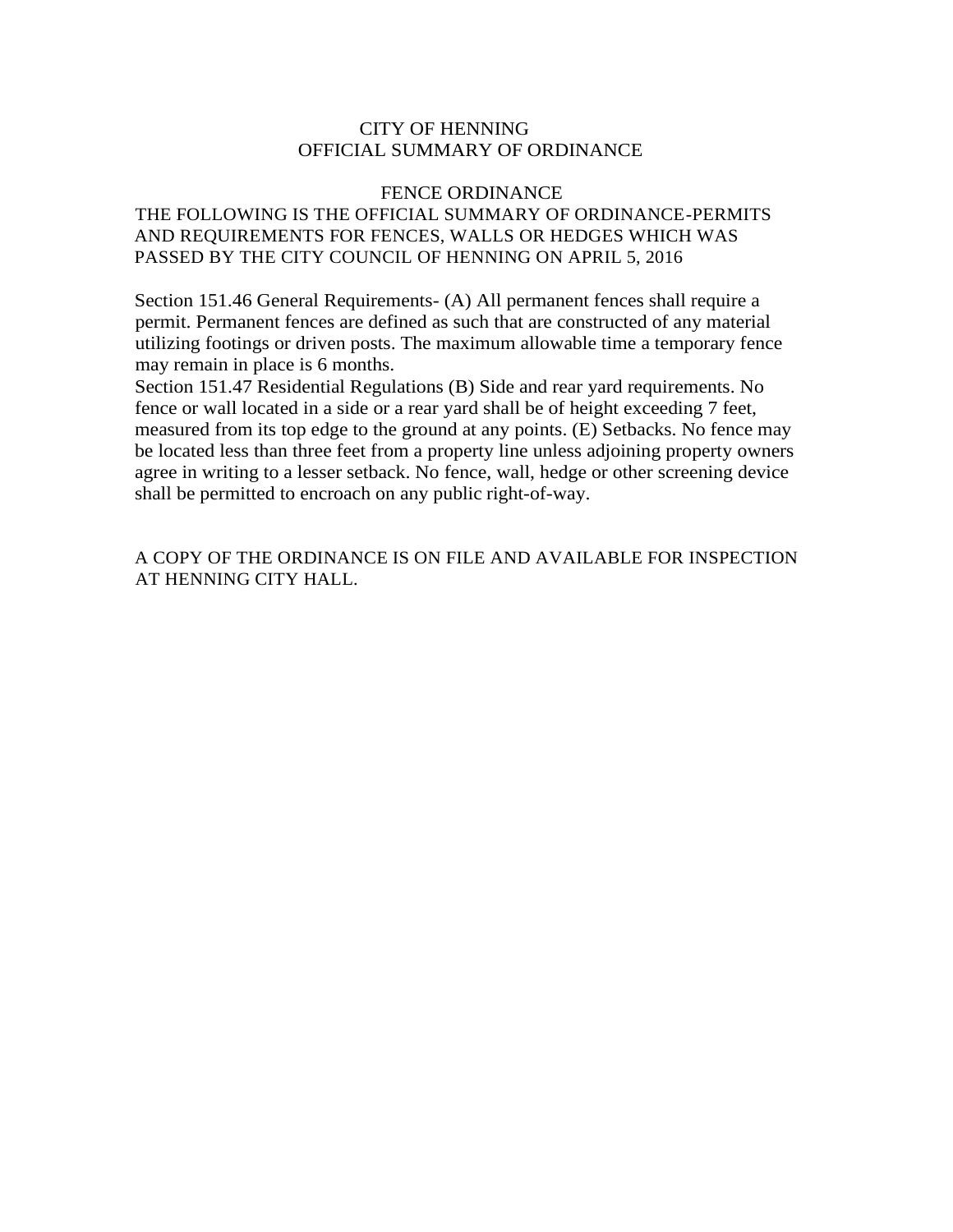# CITY OF HENNING
## OFFICIAL SUMMARY OF ORDINANCE

### FENCE ORDINANCE

THE FOLLOWING IS THE OFFICIAL SUMMARY OF ORDINANCE-PERMITS AND REQUIREMENTS FOR FENCES, WALLS OR HEDGES WHICH WAS PASSED BY THE CITY COUNCIL OF HENNING ON APRIL 5, 2016

Section 151.46 General Requirements- (A) All permanent fences shall require a permit. Permanent fences are defined as such that are constructed of any material utilizing footings or driven posts. The maximum allowable time a temporary fence may remain in place is 6 months.

Section 151.47 Residential Regulations (B) Side and rear yard requirements. No fence or wall located in a side or a rear yard shall be of height exceeding 7 feet, measured from its top edge to the ground at any points. (E) Setbacks. No fence may be located less than three feet from a property line unless adjoining property owners agree in writing to a lesser setback. No fence, wall, hedge or other screening device shall be permitted to encroach on any public right-of-way.

A COPY OF THE ORDINANCE IS ON FILE AND AVAILABLE FOR INSPECTION AT HENNING CITY HALL.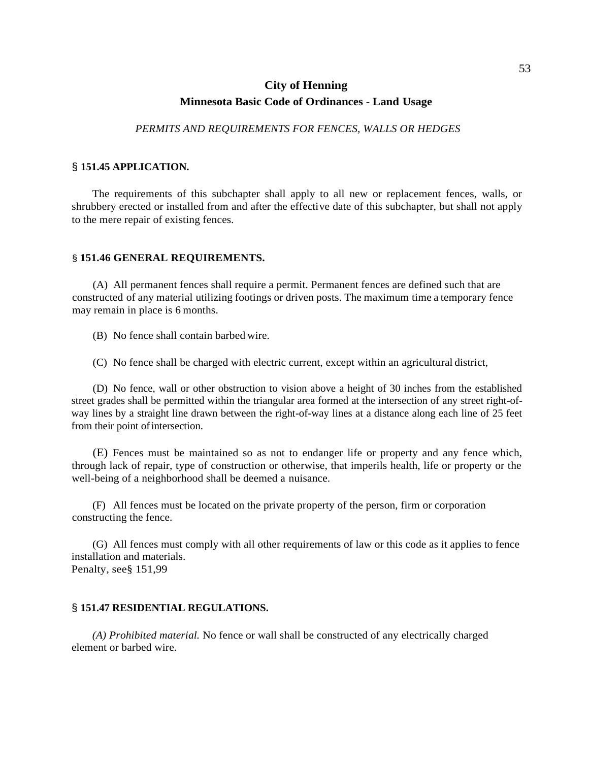# City of Henning

## Minnesota Basic Code of Ordinances - Land Usage

*PERMITS AND REQUIREMENTS FOR FENCES, WALLS OR HEDGES*

### § 151.45 APPLICATION.

The requirements of this subchapter shall apply to all new or replacement fences, walls, or shrubbery erected or installed from and after the effective date of this subchapter, but shall not apply to the mere repair of existing fences.

### § 151.46 GENERAL REQUIREMENTS.

(A) All permanent fences shall require a permit. Permanent fences are defined such that are constructed of any material utilizing footings or driven posts. The maximum time a temporary fence may remain in place is 6 months.

(B) No fence shall contain barbed wire.

(C) No fence shall be charged with electric current, except within an agricultural district,

(D) No fence, wall or other obstruction to vision above a height of 30 inches from the established street grades shall be permitted within the triangular area formed at the intersection of any street right-of-way lines by a straight line drawn between the right-of-way lines at a distance along each line of 25 feet from their point of intersection.

(E) Fences must be maintained so as not to endanger life or property and any fence which, through lack of repair, type of construction or otherwise, that imperils health, life or property or the well-being of a neighborhood shall be deemed a nuisance.

(F) All fences must be located on the private property of the person, firm or corporation constructing the fence.

(G) All fences must comply with all other requirements of law or this code as it applies to fence installation and materials.
Penalty, see§ 151,99

### § 151.47 RESIDENTIAL REGULATIONS.

*(A) Prohibited material.* No fence or wall shall be constructed of any electrically charged element or barbed wire.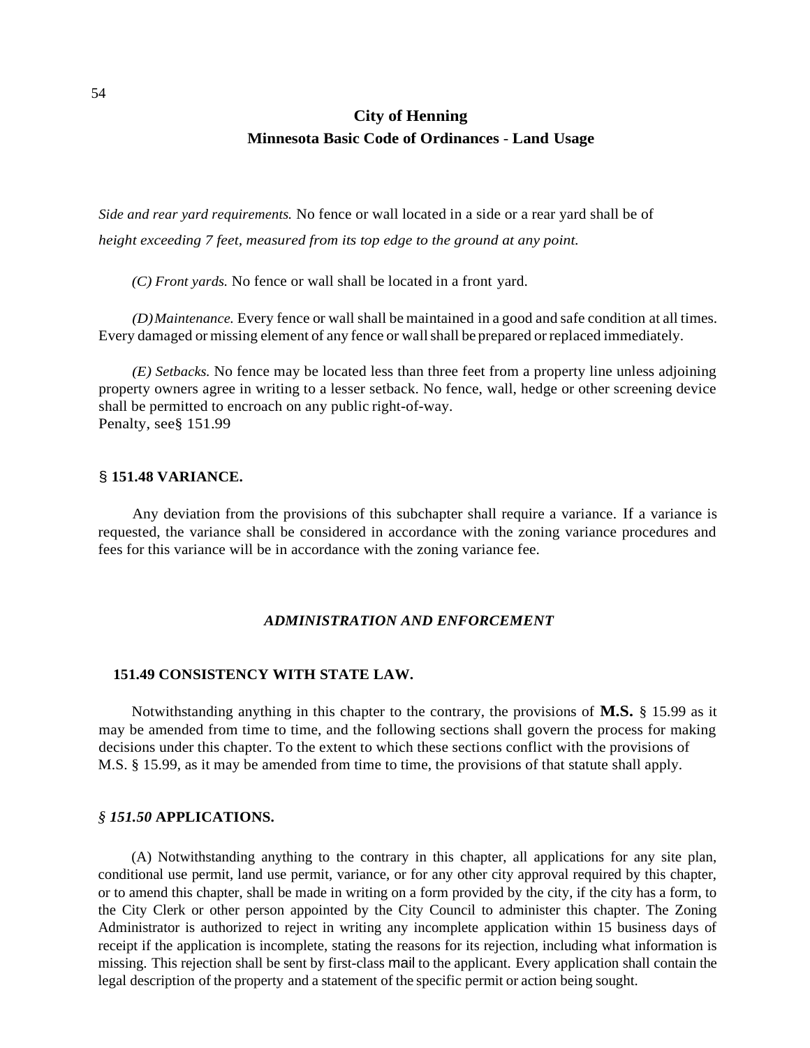*Side and rear yard requirements.* No fence or wall located in a side or a rear yard shall be of *height exceeding 7 feet, measured from its top edge to the ground at any point.*

*(C) Front yards.* No fence or wall shall be located in a front yard.

*(D) Maintenance.* Every fence or wall shall be maintained in a good and safe condition at all times. Every damaged or missing element of any fence or wall shall be prepared or replaced immediately.

*(E) Setbacks.* No fence may be located less than three feet from a property line unless adjoining property owners agree in writing to a lesser setback. No fence, wall, hedge or other screening device shall be permitted to encroach on any public right-of-way.
Penalty, see§ 151.99

### § 151.48 VARIANCE.

Any deviation from the provisions of this subchapter shall require a variance. If a variance is requested, the variance shall be considered in accordance with the zoning variance procedures and fees for this variance will be in accordance with the zoning variance fee.

## *ADMINISTRATION AND ENFORCEMENT*

### 151.49 CONSISTENCY WITH STATE LAW.

Notwithstanding anything in this chapter to the contrary, the provisions of **M.S.** § 15.99 as it may be amended from time to time, and the following sections shall govern the process for making decisions under this chapter. To the extent to which these sections conflict with the provisions of M.S. § 15.99, as it may be amended from time to time, the provisions of that statute shall apply.

### *§ 151.50* APPLICATIONS.

(A) Notwithstanding anything to the contrary in this chapter, all applications for any site plan, conditional use permit, land use permit, variance, or for any other city approval required by this chapter, or to amend this chapter, shall be made in writing on a form provided by the city, if the city has a form, to the City Clerk or other person appointed by the City Council to administer this chapter. The Zoning Administrator is authorized to reject in writing any incomplete application within 15 business days of receipt if the application is incomplete, stating the reasons for its rejection, including what information is missing. This rejection shall be sent by first-class mail to the applicant. Every application shall contain the legal description of the property and a statement of the specific permit or action being sought.